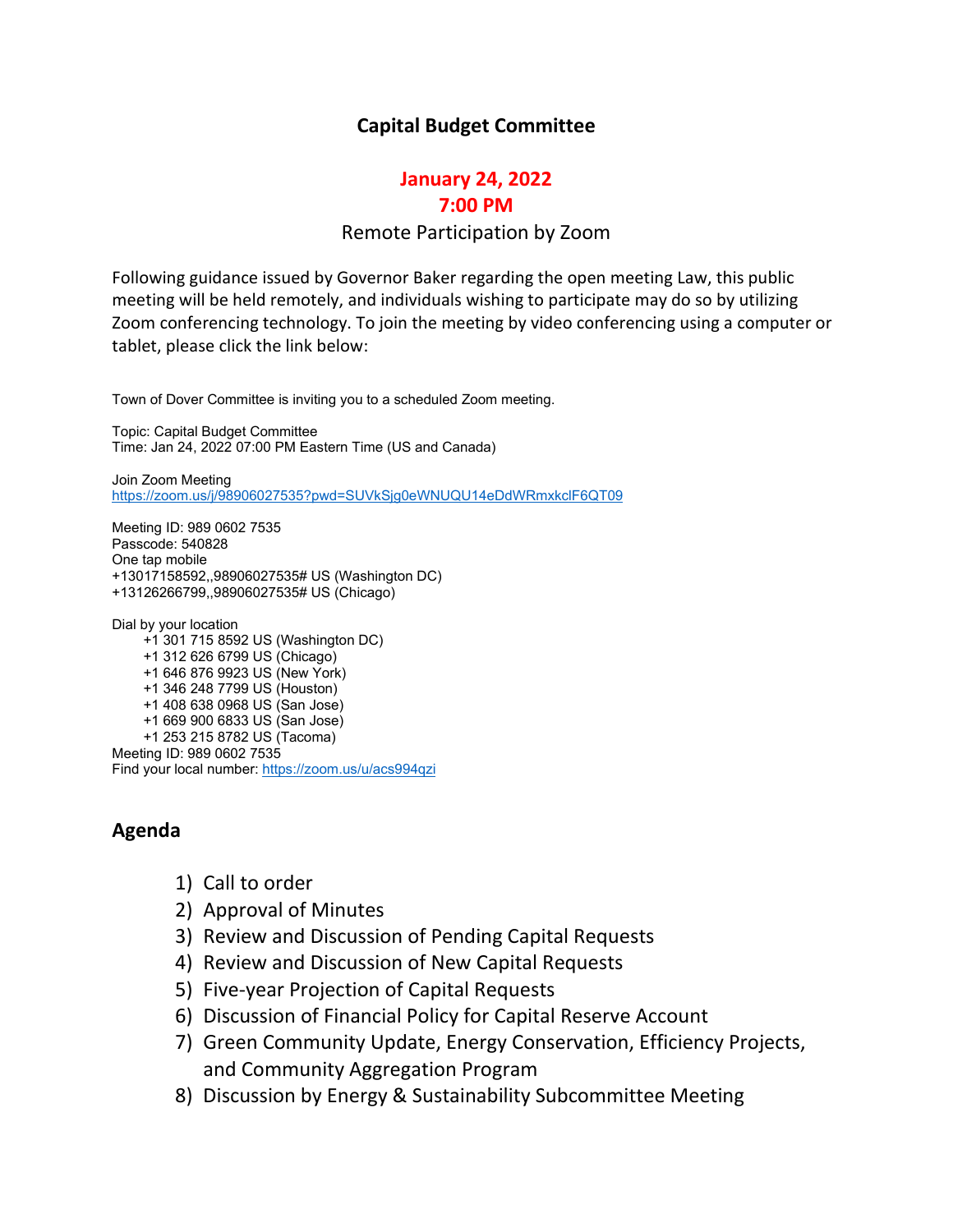# Capital Budget Committee

**January 24, 2022**
**7:00 PM**

Remote Participation by Zoom

Following guidance issued by Governor Baker regarding the open meeting Law, this public meeting will be held remotely, and individuals wishing to participate may do so by utilizing Zoom conferencing technology. To join the meeting by video conferencing using a computer or tablet, please click the link below:

Town of Dover Committee is inviting you to a scheduled Zoom meeting.

Topic: Capital Budget Committee
Time: Jan 24, 2022 07:00 PM Eastern Time (US and Canada)

Join Zoom Meeting
https://zoom.us/j/98906027535?pwd=SUVkSjg0eWNUQU14eDdWRmxkclF6QT09

Meeting ID: 989 0602 7535
Passcode: 540828
One tap mobile
+13017158592,,98906027535# US (Washington DC)
+13126266799,,98906027535# US (Chicago)

Dial by your location
- +1 301 715 8592 US (Washington DC)
- +1 312 626 6799 US (Chicago)
- +1 646 876 9923 US (New York)
- +1 346 248 7799 US (Houston)
- +1 408 638 0968 US (San Jose)
- +1 669 900 6833 US (San Jose)
- +1 253 215 8782 US (Tacoma)

Meeting ID: 989 0602 7535
Find your local number: https://zoom.us/u/acs994qzi

## Agenda

1) Call to order
2) Approval of Minutes
3) Review and Discussion of Pending Capital Requests
4) Review and Discussion of New Capital Requests
5) Five-year Projection of Capital Requests
6) Discussion of Financial Policy for Capital Reserve Account
7) Green Community Update, Energy Conservation, Efficiency Projects, and Community Aggregation Program
8) Discussion by Energy & Sustainability Subcommittee Meeting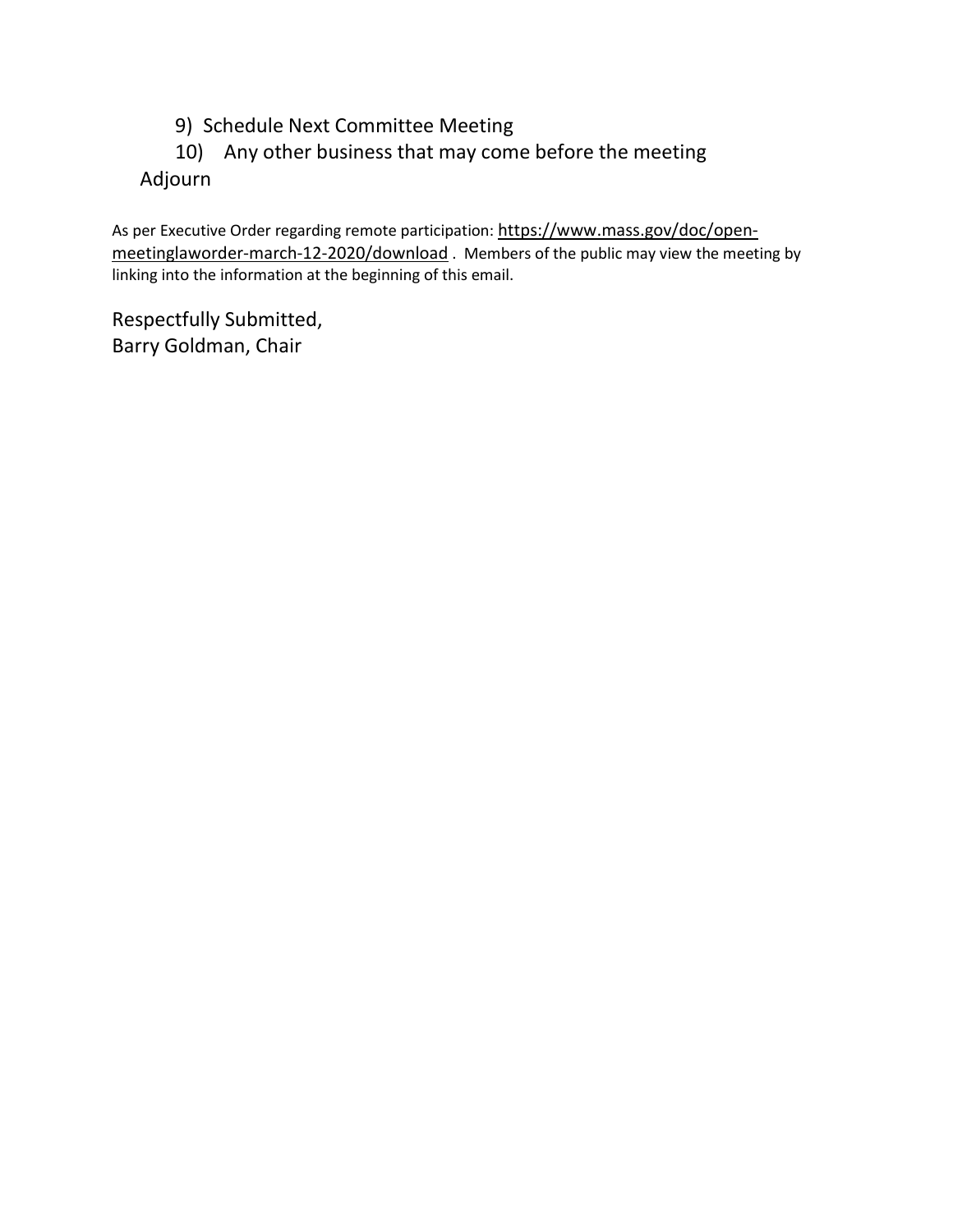9) Schedule Next Committee Meeting
10) Any other business that may come before the meeting

Adjourn

As per Executive Order regarding remote participation: https://www.mass.gov/doc/open-meetinglaworder-march-12-2020/download . Members of the public may view the meeting by linking into the information at the beginning of this email.

Respectfully Submitted,
Barry Goldman, Chair